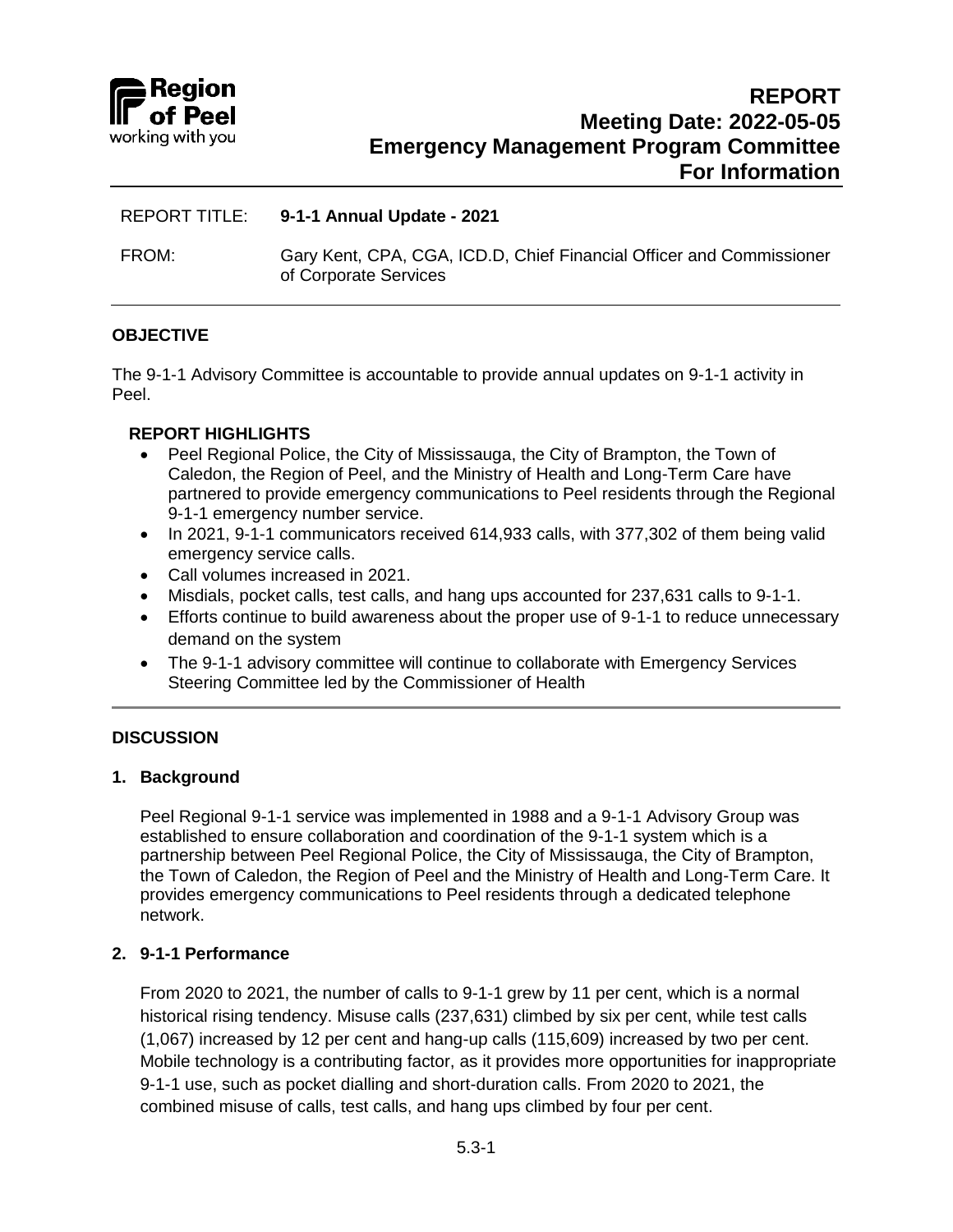Region of Peel
working with you

# REPORT
## Meeting Date: 2022-05-05
## Emergency Management Program Committee
## For Information

REPORT TITLE: **9-1-1 Annual Update - 2021**

FROM: Gary Kent, CPA, CGA, ICD.D, Chief Financial Officer and Commissioner of Corporate Services

---

### OBJECTIVE

The 9-1-1 Advisory Committee is accountable to provide annual updates on 9-1-1 activity in Peel.

### REPORT HIGHLIGHTS

- Peel Regional Police, the City of Mississauga, the City of Brampton, the Town of Caledon, the Region of Peel, and the Ministry of Health and Long-Term Care have partnered to provide emergency communications to Peel residents through the Regional 9-1-1 emergency number service.
- In 2021, 9-1-1 communicators received 614,933 calls, with 377,302 of them being valid emergency service calls.
- Call volumes increased in 2021.
- Misdials, pocket calls, test calls, and hang ups accounted for 237,631 calls to 9-1-1.
- Efforts continue to build awareness about the proper use of 9-1-1 to reduce unnecessary demand on the system
- The 9-1-1 advisory committee will continue to collaborate with Emergency Services Steering Committee led by the Commissioner of Health

---

### DISCUSSION

#### 1. Background

Peel Regional 9-1-1 service was implemented in 1988 and a 9-1-1 Advisory Group was established to ensure collaboration and coordination of the 9-1-1 system which is a partnership between Peel Regional Police, the City of Mississauga, the City of Brampton, the Town of Caledon, the Region of Peel and the Ministry of Health and Long-Term Care. It provides emergency communications to Peel residents through a dedicated telephone network.

#### 2. 9-1-1 Performance

From 2020 to 2021, the number of calls to 9-1-1 grew by 11 per cent, which is a normal historical rising tendency. Misuse calls (237,631) climbed by six per cent, while test calls (1,067) increased by 12 per cent and hang-up calls (115,609) increased by two per cent. Mobile technology is a contributing factor, as it provides more opportunities for inappropriate 9-1-1 use, such as pocket dialling and short-duration calls. From 2020 to 2021, the combined misuse of calls, test calls, and hang ups climbed by four per cent.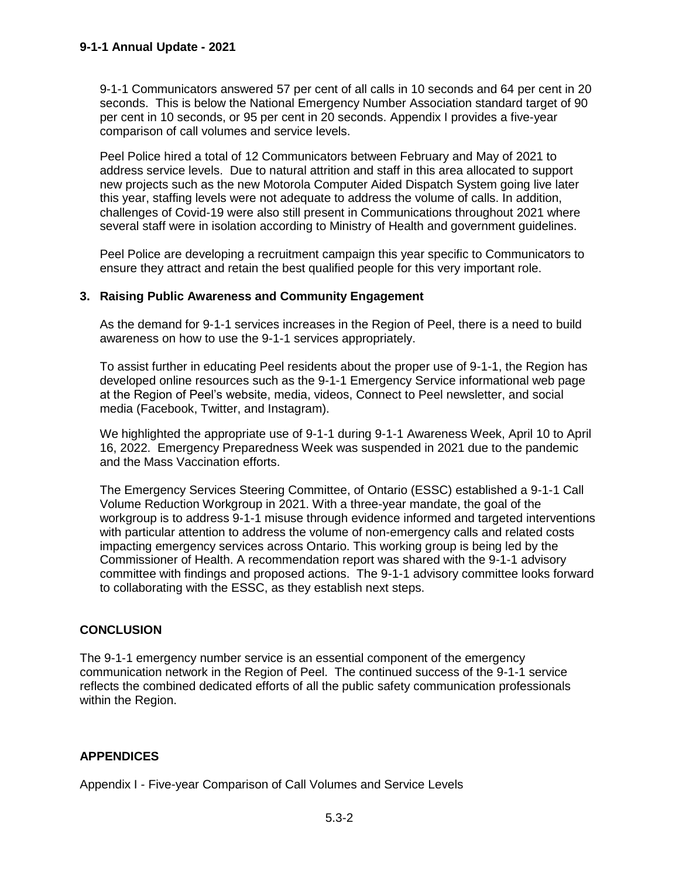9-1-1 Communicators answered 57 per cent of all calls in 10 seconds and 64 per cent in 20 seconds. This is below the National Emergency Number Association standard target of 90 per cent in 10 seconds, or 95 per cent in 20 seconds. Appendix I provides a five-year comparison of call volumes and service levels.

Peel Police hired a total of 12 Communicators between February and May of 2021 to address service levels. Due to natural attrition and staff in this area allocated to support new projects such as the new Motorola Computer Aided Dispatch System going live later this year, staffing levels were not adequate to address the volume of calls. In addition, challenges of Covid-19 were also still present in Communications throughout 2021 where several staff were in isolation according to Ministry of Health and government guidelines.

Peel Police are developing a recruitment campaign this year specific to Communicators to ensure they attract and retain the best qualified people for this very important role.

### 3. Raising Public Awareness and Community Engagement

As the demand for 9-1-1 services increases in the Region of Peel, there is a need to build awareness on how to use the 9-1-1 services appropriately.

To assist further in educating Peel residents about the proper use of 9-1-1, the Region has developed online resources such as the 9-1-1 Emergency Service informational web page at the Region of Peel's website, media, videos, Connect to Peel newsletter, and social media (Facebook, Twitter, and Instagram).

We highlighted the appropriate use of 9-1-1 during 9-1-1 Awareness Week, April 10 to April 16, 2022. Emergency Preparedness Week was suspended in 2021 due to the pandemic and the Mass Vaccination efforts.

The Emergency Services Steering Committee, of Ontario (ESSC) established a 9-1-1 Call Volume Reduction Workgroup in 2021. With a three-year mandate, the goal of the workgroup is to address 9-1-1 misuse through evidence informed and targeted interventions with particular attention to address the volume of non-emergency calls and related costs impacting emergency services across Ontario. This working group is being led by the Commissioner of Health. A recommendation report was shared with the 9-1-1 advisory committee with findings and proposed actions. The 9-1-1 advisory committee looks forward to collaborating with the ESSC, as they establish next steps.

## CONCLUSION

The 9-1-1 emergency number service is an essential component of the emergency communication network in the Region of Peel. The continued success of the 9-1-1 service reflects the combined dedicated efforts of all the public safety communication professionals within the Region.

## APPENDICES

Appendix I - Five-year Comparison of Call Volumes and Service Levels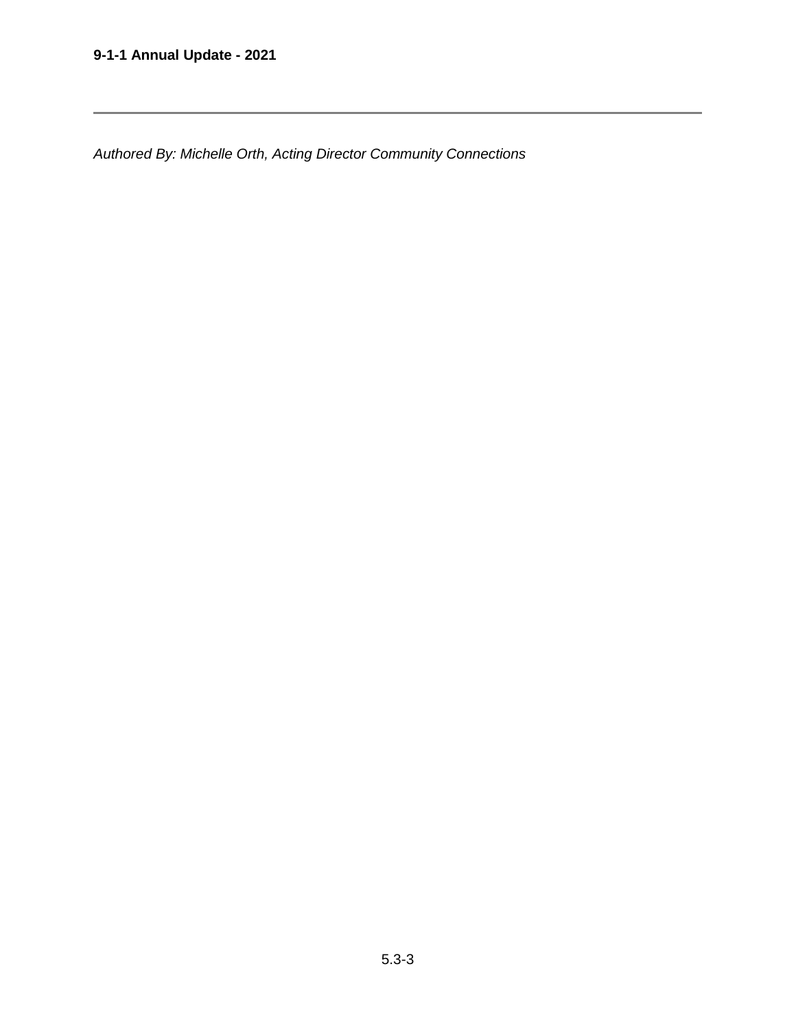*Authored By: Michelle Orth, Acting Director Community Connections*